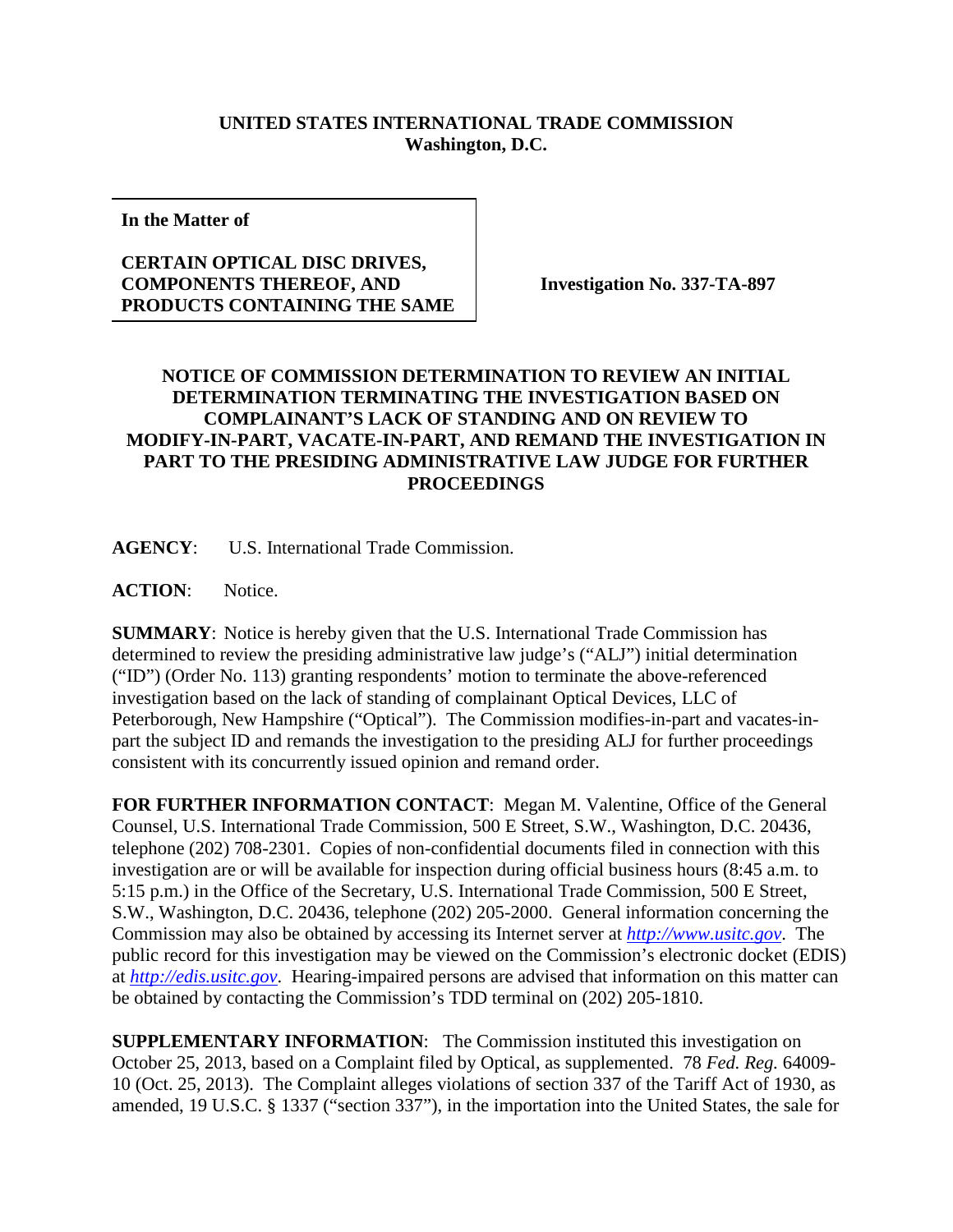**UNITED STATES INTERNATIONAL TRADE COMMISSION**
**Washington, D.C.**

| **In the Matter of** **CERTAIN OPTICAL DISC DRIVES, COMPONENTS THEREOF, AND PRODUCTS CONTAINING THE SAME** | **Investigation No. 337-TA-897** |
| --- | --- |

**NOTICE OF COMMISSION DETERMINATION TO REVIEW AN INITIAL DETERMINATION TERMINATING THE INVESTIGATION BASED ON COMPLAINANT'S LACK OF STANDING AND ON REVIEW TO MODIFY-IN-PART, VACATE-IN-PART, AND REMAND THE INVESTIGATION IN PART TO THE PRESIDING ADMINISTRATIVE LAW JUDGE FOR FURTHER PROCEEDINGS**

**AGENCY**: U.S. International Trade Commission.

**ACTION**: Notice.

**SUMMARY**: Notice is hereby given that the U.S. International Trade Commission has determined to review the presiding administrative law judge's ("ALJ") initial determination ("ID") (Order No. 113) granting respondents' motion to terminate the above-referenced investigation based on the lack of standing of complainant Optical Devices, LLC of Peterborough, New Hampshire ("Optical"). The Commission modifies-in-part and vacates-in-part the subject ID and remands the investigation to the presiding ALJ for further proceedings consistent with its concurrently issued opinion and remand order.

**FOR FURTHER INFORMATION CONTACT**: Megan M. Valentine, Office of the General Counsel, U.S. International Trade Commission, 500 E Street, S.W., Washington, D.C. 20436, telephone (202) 708-2301. Copies of non-confidential documents filed in connection with this investigation are or will be available for inspection during official business hours (8:45 a.m. to 5:15 p.m.) in the Office of the Secretary, U.S. International Trade Commission, 500 E Street, S.W., Washington, D.C. 20436, telephone (202) 205-2000. General information concerning the Commission may also be obtained by accessing its Internet server at *http://www.usitc.gov*. The public record for this investigation may be viewed on the Commission's electronic docket (EDIS) at *http://edis.usitc.gov*. Hearing-impaired persons are advised that information on this matter can be obtained by contacting the Commission's TDD terminal on (202) 205-1810.

**SUPPLEMENTARY INFORMATION**: The Commission instituted this investigation on October 25, 2013, based on a Complaint filed by Optical, as supplemented. 78 *Fed. Reg.* 64009-10 (Oct. 25, 2013). The Complaint alleges violations of section 337 of the Tariff Act of 1930, as amended, 19 U.S.C. § 1337 ("section 337"), in the importation into the United States, the sale for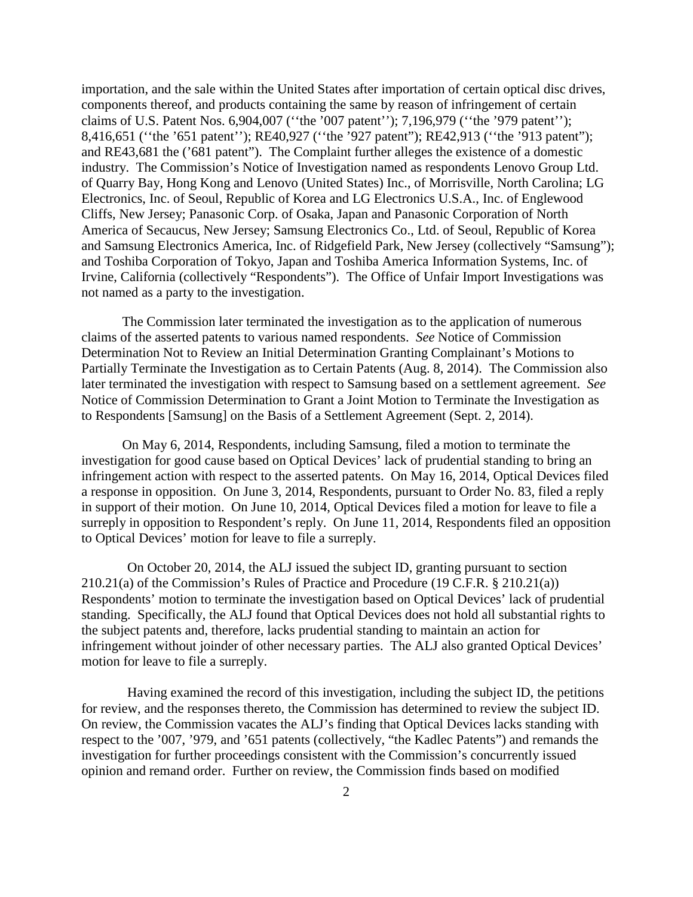importation, and the sale within the United States after importation of certain optical disc drives, components thereof, and products containing the same by reason of infringement of certain claims of U.S. Patent Nos. 6,904,007 (''the '007 patent''); 7,196,979 (''the '979 patent''); 8,416,651 (''the '651 patent''); RE40,927 (''the '927 patent"); RE42,913 (''the '913 patent"); and RE43,681 the ('681 patent"). The Complaint further alleges the existence of a domestic industry. The Commission's Notice of Investigation named as respondents Lenovo Group Ltd. of Quarry Bay, Hong Kong and Lenovo (United States) Inc., of Morrisville, North Carolina; LG Electronics, Inc. of Seoul, Republic of Korea and LG Electronics U.S.A., Inc. of Englewood Cliffs, New Jersey; Panasonic Corp. of Osaka, Japan and Panasonic Corporation of North America of Secaucus, New Jersey; Samsung Electronics Co., Ltd. of Seoul, Republic of Korea and Samsung Electronics America, Inc. of Ridgefield Park, New Jersey (collectively "Samsung"); and Toshiba Corporation of Tokyo, Japan and Toshiba America Information Systems, Inc. of Irvine, California (collectively "Respondents"). The Office of Unfair Import Investigations was not named as a party to the investigation.

The Commission later terminated the investigation as to the application of numerous claims of the asserted patents to various named respondents. *See* Notice of Commission Determination Not to Review an Initial Determination Granting Complainant's Motions to Partially Terminate the Investigation as to Certain Patents (Aug. 8, 2014). The Commission also later terminated the investigation with respect to Samsung based on a settlement agreement. *See* Notice of Commission Determination to Grant a Joint Motion to Terminate the Investigation as to Respondents [Samsung] on the Basis of a Settlement Agreement (Sept. 2, 2014).

On May 6, 2014, Respondents, including Samsung, filed a motion to terminate the investigation for good cause based on Optical Devices' lack of prudential standing to bring an infringement action with respect to the asserted patents. On May 16, 2014, Optical Devices filed a response in opposition. On June 3, 2014, Respondents, pursuant to Order No. 83, filed a reply in support of their motion. On June 10, 2014, Optical Devices filed a motion for leave to file a surreply in opposition to Respondent's reply. On June 11, 2014, Respondents filed an opposition to Optical Devices' motion for leave to file a surreply.

On October 20, 2014, the ALJ issued the subject ID, granting pursuant to section 210.21(a) of the Commission's Rules of Practice and Procedure (19 C.F.R. § 210.21(a)) Respondents' motion to terminate the investigation based on Optical Devices' lack of prudential standing. Specifically, the ALJ found that Optical Devices does not hold all substantial rights to the subject patents and, therefore, lacks prudential standing to maintain an action for infringement without joinder of other necessary parties. The ALJ also granted Optical Devices' motion for leave to file a surreply.

Having examined the record of this investigation, including the subject ID, the petitions for review, and the responses thereto, the Commission has determined to review the subject ID. On review, the Commission vacates the ALJ's finding that Optical Devices lacks standing with respect to the '007, '979, and '651 patents (collectively, "the Kadlec Patents") and remands the investigation for further proceedings consistent with the Commission's concurrently issued opinion and remand order. Further on review, the Commission finds based on modified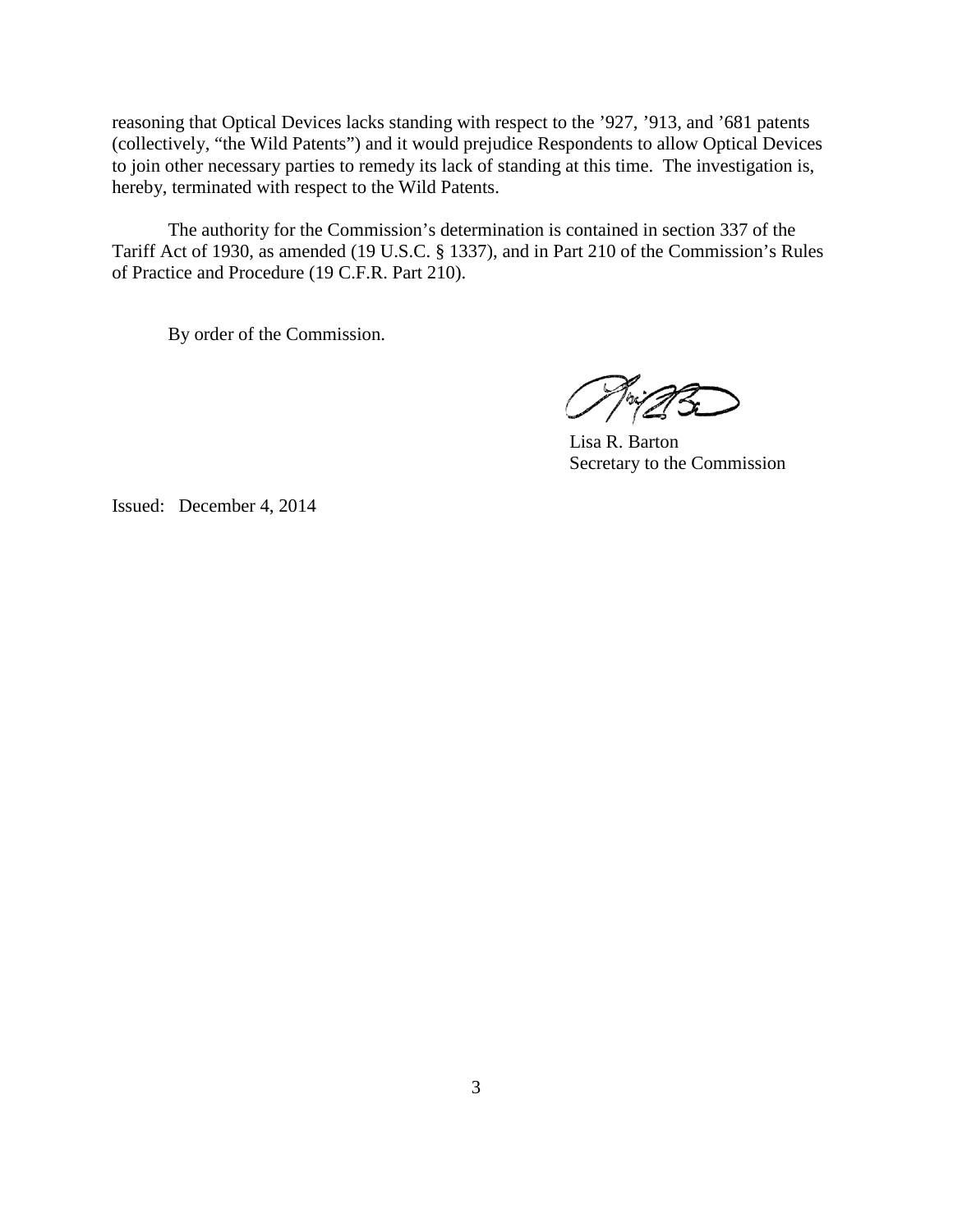reasoning that Optical Devices lacks standing with respect to the '927, '913, and '681 patents (collectively, "the Wild Patents") and it would prejudice Respondents to allow Optical Devices to join other necessary parties to remedy its lack of standing at this time. The investigation is, hereby, terminated with respect to the Wild Patents.

The authority for the Commission's determination is contained in section 337 of the Tariff Act of 1930, as amended (19 U.S.C. § 1337), and in Part 210 of the Commission's Rules of Practice and Procedure (19 C.F.R. Part 210).

By order of the Commission.

Lisa R. Barton
Secretary to the Commission

Issued: December 4, 2014